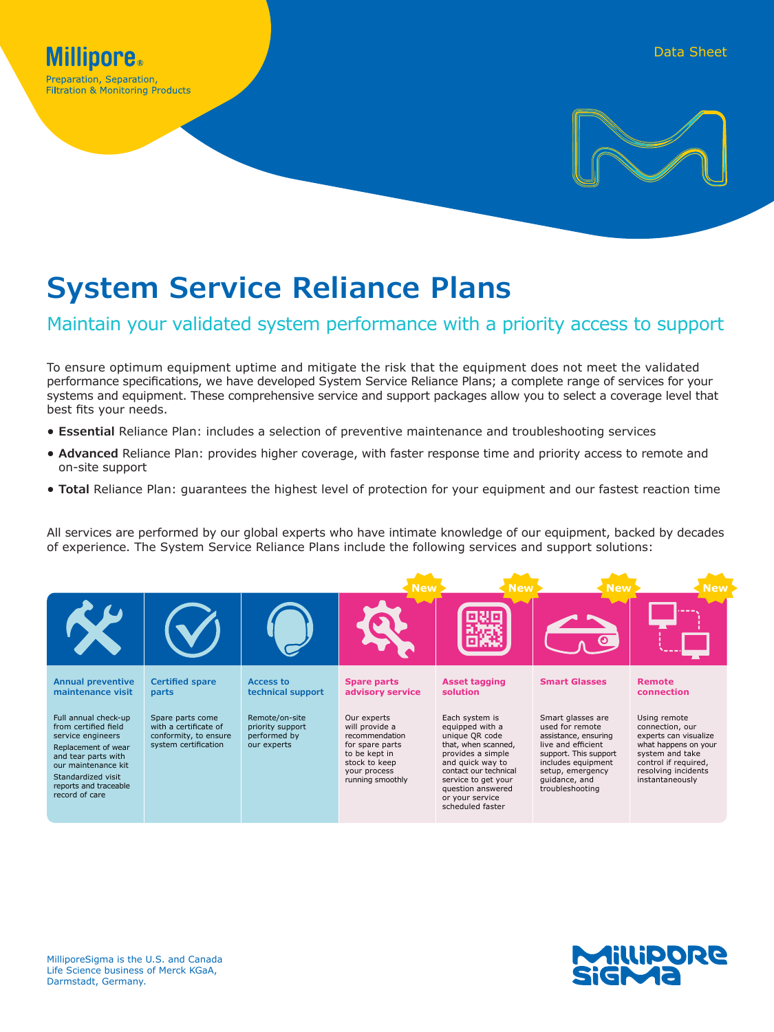Millipore®

Preparation, Separation, Filtration & Monitoring Products

Data Sheet

# System Service Reliance Plans

## Maintain your validated system performance with a priority access to support

To ensure optimum equipment uptime and mitigate the risk that the equipment does not meet the validated performance specifications, we have developed System Service Reliance Plans; a complete range of services for your systems and equipment. These comprehensive service and support packages allow you to select a coverage level that best fits your needs.

- **Essential** Reliance Plan: includes a selection of preventive maintenance and troubleshooting services
- **Advanced** Reliance Plan: provides higher coverage, with faster response time and priority access to remote and on-site support
- **Total** Reliance Plan: guarantees the highest level of protection for your equipment and our fastest reaction time

All services are performed by our global experts who have intimate knowledge of our equipment, backed by decades of experience. The System Service Reliance Plans include the following services and support solutions:

| Annual preventive maintenance visit | Certified spare parts | Access to technical support | Spare parts advisory service (New) | Asset tagging solution (New) | Smart Glasses (New) | Remote connection (New) |
|---|---|---|---|---|---|---|
| Full annual check-up from certified field service engineers<br>Replacement of wear and tear parts with our maintenance kit<br>Standardized visit reports and traceable record of care | Spare parts come with a certificate of conformity, to ensure system certification | Remote/on-site priority support performed by our experts | Our experts will provide a recommendation for spare parts to be kept in stock to keep your process running smoothly | Each system is equipped with a unique QR code that, when scanned, provides a simple and quick way to contact our technical service to get your question answered or your service scheduled faster | Smart glasses are used for remote assistance, ensuring live and efficient support. This support includes equipment setup, emergency guidance, and troubleshooting | Using remote connection, our experts can visualize what happens on your system and take control if required, resolving incidents instantaneously |

MilliporeSigma is the U.S. and Canada Life Science business of Merck KGaA, Darmstadt, Germany.

MilliporeSigma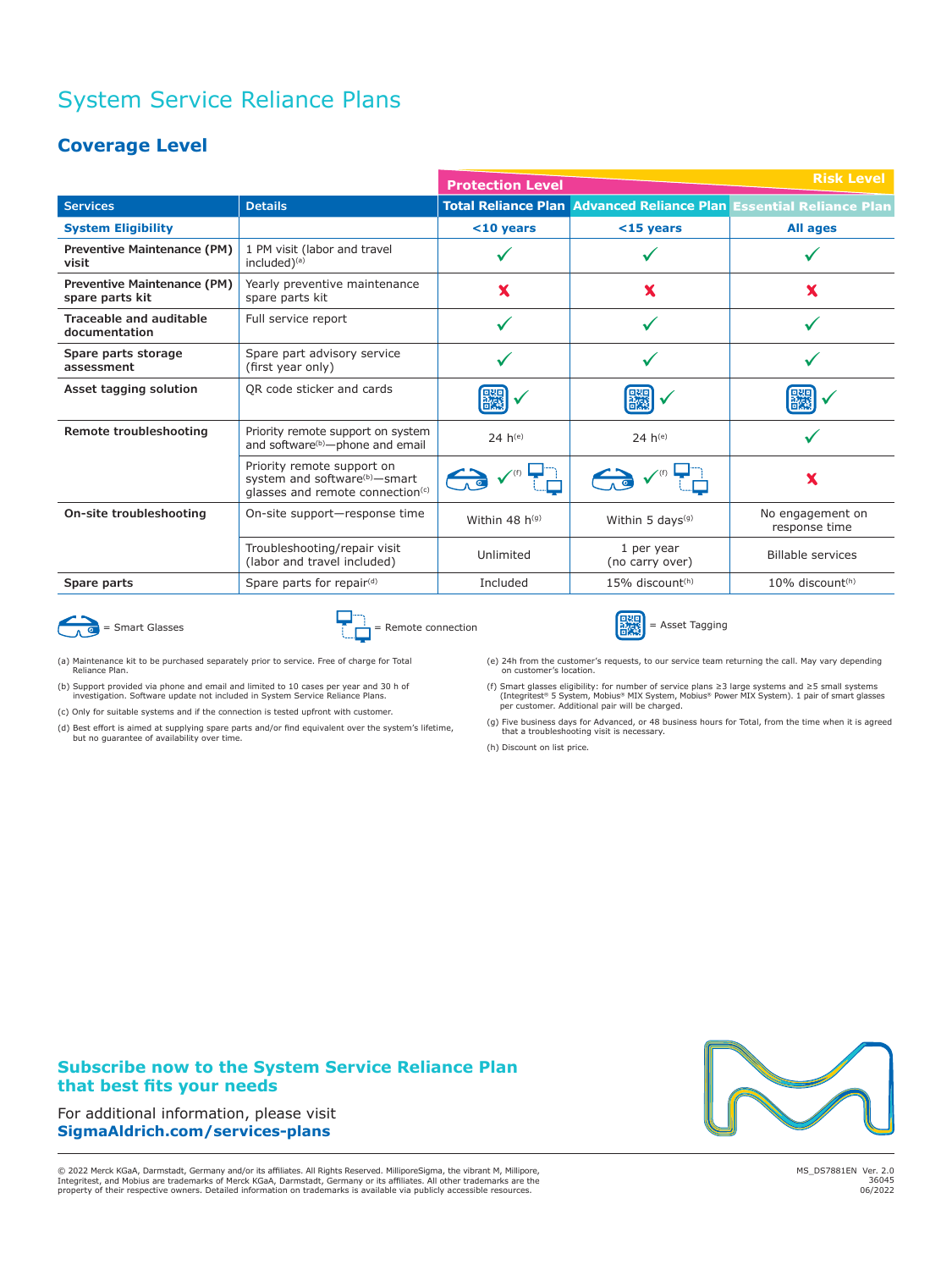# System Service Reliance Plans

## Coverage Level

| | | Protection Level | | Risk Level |
|---|---|---|---|---|
| **Services** | **Details** | **Total Reliance Plan** | **Advanced Reliance Plan** | **Essential Reliance Plan** |
| **System Eligibility** | | **<10 years** | **<15 years** | **All ages** |
| **Preventive Maintenance (PM) visit** | 1 PM visit (labor and travel included)[(a)] | ✓ | ✓ | ✓ |
| **Preventive Maintenance (PM) spare parts kit** | Yearly preventive maintenance spare parts kit | ✗ | ✗ | ✗ |
| **Traceable and auditable documentation** | Full service report | ✓ | ✓ | ✓ |
| **Spare parts storage assessment** | Spare part advisory service (first year only) | ✓ | ✓ | ✓ |
| **Asset tagging solution** | QR code sticker and cards | Asset Tagging ✓ | Asset Tagging ✓ | Asset Tagging ✓ |
| **Remote troubleshooting** | Priority remote support on system and software[(b)]—phone and email | 24 h[(e)] | 24 h[(e)] | ✓ |
| | Priority remote support on system and software[(b)]—smart glasses and remote connection[(c)] | Smart Glasses ✓[(f)] Remote connection | Smart Glasses ✓[(f)] Remote connection | ✗ |
| **On-site troubleshooting** | On-site support—response time | Within 48 h[(g)] | Within 5 days[(g)] | No engagement on response time |
| | Troubleshooting/repair visit (labor and travel included) | Unlimited | 1 per year (no carry over) | Billable services |
| **Spare parts** | Spare parts for repair[(d)] | Included | 15% discount[(h)] | 10% discount[(h)] |

= Smart Glasses = Remote connection = Asset Tagging

(a) Maintenance kit to be purchased separately prior to service. Free of charge for Total Reliance Plan.

(b) Support provided via phone and email and limited to 10 cases per year and 30 h of investigation. Software update not included in System Service Reliance Plans.

(c) Only for suitable systems and if the connection is tested upfront with customer.

(d) Best effort is aimed at supplying spare parts and/or find equivalent over the system's lifetime, but no guarantee of availability over time.

(e) 24h from the customer's requests, to our service team returning the call. May vary depending on customer's location.

(f) Smart glasses eligibility: for number of service plans ≥3 large systems and ≥5 small systems (Integritest® 5 System, Mobius® MIX System, Mobius® Power MIX System). 1 pair of smart glasses per customer. Additional pair will be charged.

(g) Five business days for Advanced, or 48 business hours for Total, from the time when it is agreed that a troubleshooting visit is necessary.

(h) Discount on list price.

**Subscribe now to the System Service Reliance Plan that best fits your needs**

For additional information, please visit
**SigmaAldrich.com/services-plans**

© 2022 Merck KGaA, Darmstadt, Germany and/or its affiliates. All Rights Reserved. MilliporeSigma, the vibrant M, Millipore, Integritest, and Mobius are trademarks of Merck KGaA, Darmstadt, Germany or its affiliates. All other trademarks are the property of their respective owners. Detailed information on trademarks is available via publicly accessible resources.

MS_DS7881EN Ver. 2.0
36045
06/2022